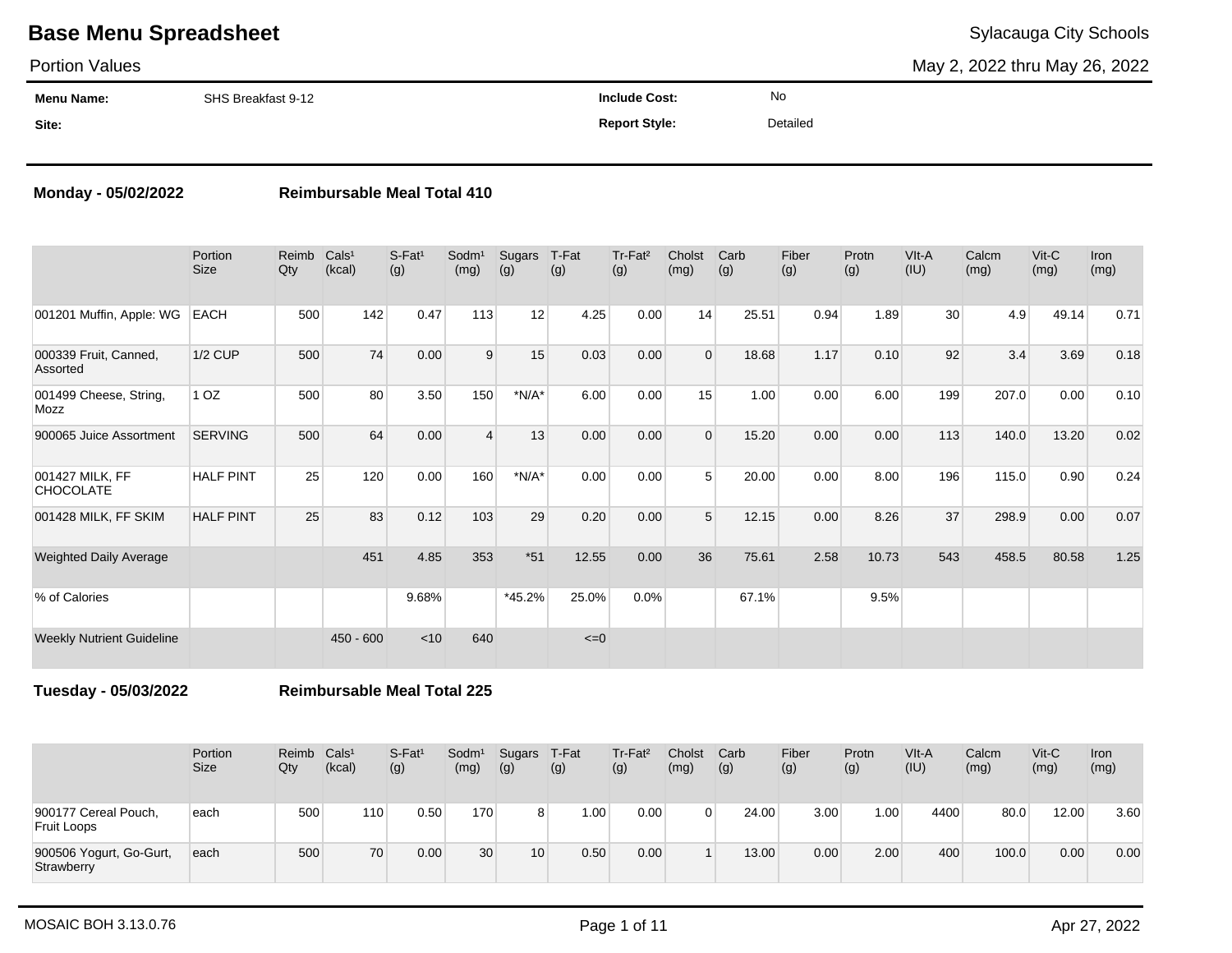# Base Menu Spreadsheet

Sylacauga City Schools

Portion Values

May 2, 2022 thru May 26, 2022

**Menu Name:** SHS Breakfast 9-12

**Site:**

**Include Cost:** No

**Report Style:** Detailed

**Monday - 05/02/2022** **Reimbursable Meal Total 410**

| | Portion Size | Reimb Qty | Cals[1] (kcal) | S-Fat[1] (g) | Sodm[1] (mg) | Sugars (g) | T-Fat (g) | Tr-Fat[2] (g) | Cholst (mg) | Carb (g) | Fiber (g) | Protn (g) | VIt-A (IU) | Calcm (mg) | Vit-C (mg) | Iron (mg) |
|---|---|---|---|---|---|---|---|---|---|---|---|---|---|---|---|---|
| 001201 Muffin, Apple: WG | EACH | 500 | 142 | 0.47 | 113 | 12 | 4.25 | 0.00 | 14 | 25.51 | 0.94 | 1.89 | 30 | 4.9 | 49.14 | 0.71 |
| 000339 Fruit, Canned, Assorted | 1/2 CUP | 500 | 74 | 0.00 | 9 | 15 | 0.03 | 0.00 | 0 | 18.68 | 1.17 | 0.10 | 92 | 3.4 | 3.69 | 0.18 |
| 001499 Cheese, String, Mozz | 1 OZ | 500 | 80 | 3.50 | 150 | *N/A* | 6.00 | 0.00 | 15 | 1.00 | 0.00 | 6.00 | 199 | 207.0 | 0.00 | 0.10 |
| 900065 Juice Assortment | SERVING | 500 | 64 | 0.00 | 4 | 13 | 0.00 | 0.00 | 0 | 15.20 | 0.00 | 0.00 | 113 | 140.0 | 13.20 | 0.02 |
| 001427 MILK, FF CHOCOLATE | HALF PINT | 25 | 120 | 0.00 | 160 | *N/A* | 0.00 | 0.00 | 5 | 20.00 | 0.00 | 8.00 | 196 | 115.0 | 0.90 | 0.24 |
| 001428 MILK, FF SKIM | HALF PINT | 25 | 83 | 0.12 | 103 | 29 | 0.20 | 0.00 | 5 | 12.15 | 0.00 | 8.26 | 37 | 298.9 | 0.00 | 0.07 |
| Weighted Daily Average | | | 451 | 4.85 | 353 | *51 | 12.55 | 0.00 | 36 | 75.61 | 2.58 | 10.73 | 543 | 458.5 | 80.58 | 1.25 |
| % of Calories | | | | 9.68% | | *45.2% | 25.0% | 0.0% | | 67.1% | | 9.5% | | | | |
| Weekly Nutrient Guideline | | | 450 - 600 | <10 | 640 | | <=0 | | | | | | | | | |

**Tuesday - 05/03/2022** **Reimbursable Meal Total 225**

| | Portion Size | Reimb Qty | Cals[1] (kcal) | S-Fat[1] (g) | Sodm[1] (mg) | Sugars (g) | T-Fat (g) | Tr-Fat[2] (g) | Cholst (mg) | Carb (g) | Fiber (g) | Protn (g) | VIt-A (IU) | Calcm (mg) | Vit-C (mg) | Iron (mg) |
|---|---|---|---|---|---|---|---|---|---|---|---|---|---|---|---|---|
| 900177 Cereal Pouch, Fruit Loops | each | 500 | 110 | 0.50 | 170 | 8 | 1.00 | 0.00 | 0 | 24.00 | 3.00 | 1.00 | 4400 | 80.0 | 12.00 | 3.60 |
| 900506 Yogurt, Go-Gurt, Strawberry | each | 500 | 70 | 0.00 | 30 | 10 | 0.50 | 0.00 | 1 | 13.00 | 0.00 | 2.00 | 400 | 100.0 | 0.00 | 0.00 |

MOSAIC BOH 3.13.0.76

Apr 27, 2022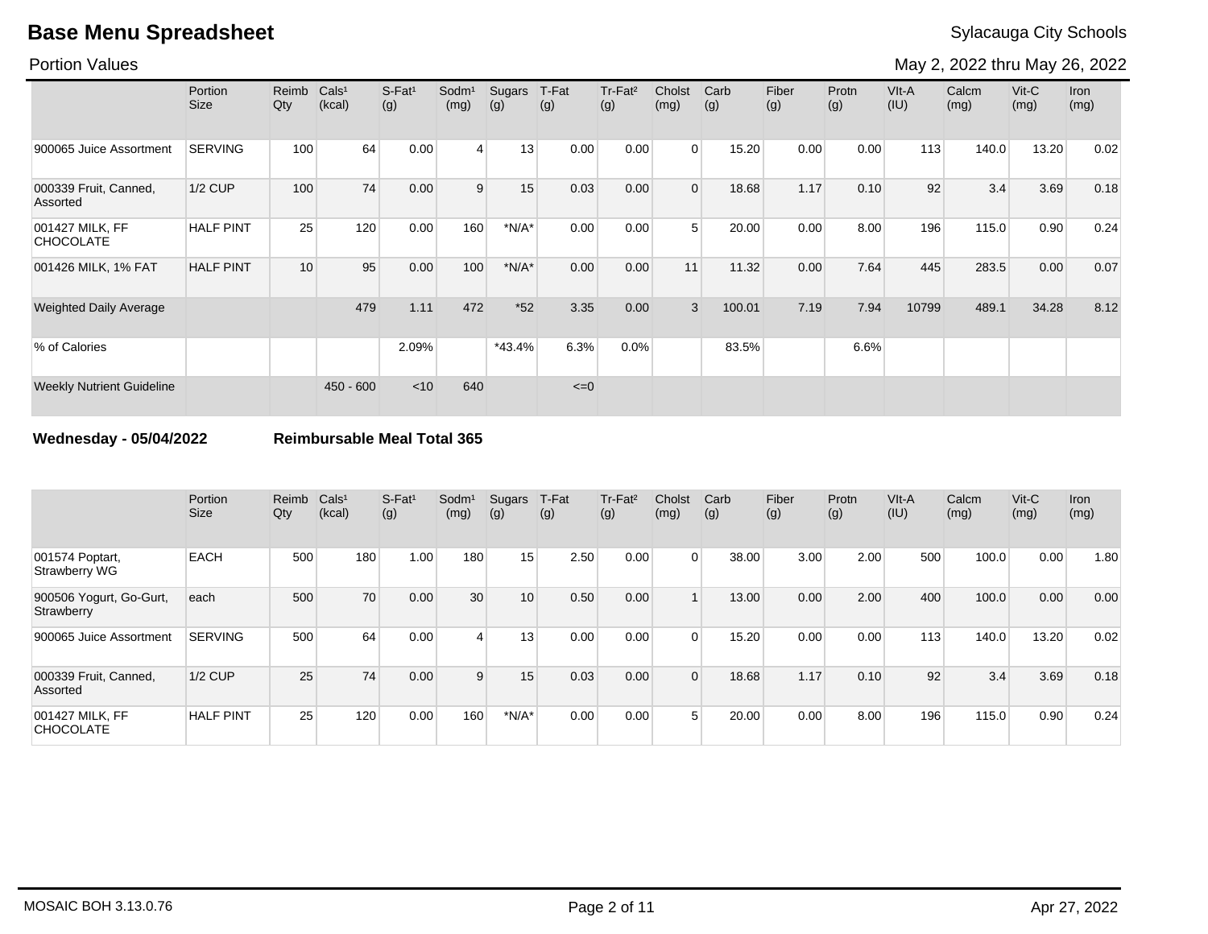# Base Menu Spreadsheet

Sylacauga City Schools

Portion Values

May 2, 2022 thru May 26, 2022

| | Portion Size | Reimb Qty | Cals¹ (kcal) | S-Fat¹ (g) | Sodm¹ (mg) | Sugars (g) | T-Fat (g) | Tr-Fat² (g) | Cholst (mg) | Carb (g) | Fiber (g) | Protn (g) | VIt-A (IU) | Calcm (mg) | Vit-C (mg) | Iron (mg) |
|---|---|---|---|---|---|---|---|---|---|---|---|---|---|---|---|---|
| 900065 Juice Assortment | SERVING | 100 | 64 | 0.00 | 4 | 13 | 0.00 | 0.00 | 0 | 15.20 | 0.00 | 0.00 | 113 | 140.0 | 13.20 | 0.02 |
| 000339 Fruit, Canned, Assorted | 1/2 CUP | 100 | 74 | 0.00 | 9 | 15 | 0.03 | 0.00 | 0 | 18.68 | 1.17 | 0.10 | 92 | 3.4 | 3.69 | 0.18 |
| 001427 MILK, FF CHOCOLATE | HALF PINT | 25 | 120 | 0.00 | 160 | *N/A* | 0.00 | 0.00 | 5 | 20.00 | 0.00 | 8.00 | 196 | 115.0 | 0.90 | 0.24 |
| 001426 MILK, 1% FAT | HALF PINT | 10 | 95 | 0.00 | 100 | *N/A* | 0.00 | 0.00 | 11 | 11.32 | 0.00 | 7.64 | 445 | 283.5 | 0.00 | 0.07 |
| Weighted Daily Average | | | 479 | 1.11 | 472 | *52 | 3.35 | 0.00 | 3 | 100.01 | 7.19 | 7.94 | 10799 | 489.1 | 34.28 | 8.12 |
| % of Calories | | | | 2.09% | | *43.4% | 6.3% | 0.0% | | 83.5% | | 6.6% | | | | |
| Weekly Nutrient Guideline | | | 450 - 600 | <10 | 640 | | <=0 | | | | | | | | | |

**Wednesday - 05/04/2022** **Reimbursable Meal Total 365**

| | Portion Size | Reimb Qty | Cals¹ (kcal) | S-Fat¹ (g) | Sodm¹ (mg) | Sugars (g) | T-Fat (g) | Tr-Fat² (g) | Cholst (mg) | Carb (g) | Fiber (g) | Protn (g) | VIt-A (IU) | Calcm (mg) | Vit-C (mg) | Iron (mg) |
|---|---|---|---|---|---|---|---|---|---|---|---|---|---|---|---|---|
| 001574 Poptart, Strawberry WG | EACH | 500 | 180 | 1.00 | 180 | 15 | 2.50 | 0.00 | 0 | 38.00 | 3.00 | 2.00 | 500 | 100.0 | 0.00 | 1.80 |
| 900506 Yogurt, Go-Gurt, Strawberry | each | 500 | 70 | 0.00 | 30 | 10 | 0.50 | 0.00 | 1 | 13.00 | 0.00 | 2.00 | 400 | 100.0 | 0.00 | 0.00 |
| 900065 Juice Assortment | SERVING | 500 | 64 | 0.00 | 4 | 13 | 0.00 | 0.00 | 0 | 15.20 | 0.00 | 0.00 | 113 | 140.0 | 13.20 | 0.02 |
| 000339 Fruit, Canned, Assorted | 1/2 CUP | 25 | 74 | 0.00 | 9 | 15 | 0.03 | 0.00 | 0 | 18.68 | 1.17 | 0.10 | 92 | 3.4 | 3.69 | 0.18 |
| 001427 MILK, FF CHOCOLATE | HALF PINT | 25 | 120 | 0.00 | 160 | *N/A* | 0.00 | 0.00 | 5 | 20.00 | 0.00 | 8.00 | 196 | 115.0 | 0.90 | 0.24 |

MOSAIC BOH 3.13.0.76

Apr 27, 2022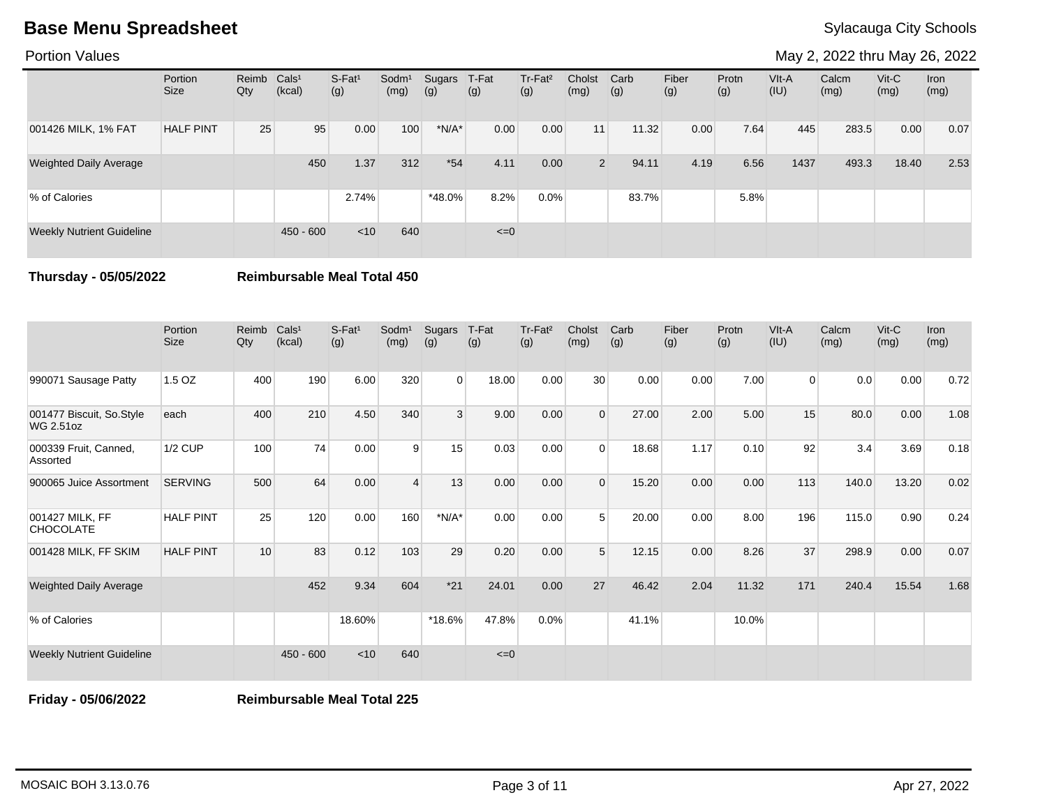# Base Menu Spreadsheet

Sylacauga City Schools

Portion Values

May 2, 2022 thru May 26, 2022

| | Portion Size | Reimb Qty | Cals¹ (kcal) | S-Fat¹ (g) | Sodm¹ (mg) | Sugars (g) | T-Fat (g) | Tr-Fat² (g) | Cholst (mg) | Carb (g) | Fiber (g) | Protn (g) | VIt-A (IU) | Calcm (mg) | Vit-C (mg) | Iron (mg) |
|---|---|---|---|---|---|---|---|---|---|---|---|---|---|---|---|---|
| 001426 MILK, 1% FAT | HALF PINT | 25 | 95 | 0.00 | 100 | *N/A* | 0.00 | 0.00 | 11 | 11.32 | 0.00 | 7.64 | 445 | 283.5 | 0.00 | 0.07 |
| Weighted Daily Average | | | 450 | 1.37 | 312 | *54 | 4.11 | 0.00 | 2 | 94.11 | 4.19 | 6.56 | 1437 | 493.3 | 18.40 | 2.53 |
| % of Calories | | | | 2.74% | | *48.0% | 8.2% | 0.0% | | 83.7% | | 5.8% | | | | |
| Weekly Nutrient Guideline | | | 450 - 600 | <10 | 640 | | <=0 | | | | | | | | | |

**Thursday - 05/05/2022** **Reimbursable Meal Total 450**

| | Portion Size | Reimb Qty | Cals¹ (kcal) | S-Fat¹ (g) | Sodm¹ (mg) | Sugars (g) | T-Fat (g) | Tr-Fat² (g) | Cholst (mg) | Carb (g) | Fiber (g) | Protn (g) | VIt-A (IU) | Calcm (mg) | Vit-C (mg) | Iron (mg) |
|---|---|---|---|---|---|---|---|---|---|---|---|---|---|---|---|---|
| 990071 Sausage Patty | 1.5 OZ | 400 | 190 | 6.00 | 320 | 0 | 18.00 | 0.00 | 30 | 0.00 | 0.00 | 7.00 | 0 | 0.0 | 0.00 | 0.72 |
| 001477 Biscuit, So.Style WG 2.51oz | each | 400 | 210 | 4.50 | 340 | 3 | 9.00 | 0.00 | 0 | 27.00 | 2.00 | 5.00 | 15 | 80.0 | 0.00 | 1.08 |
| 000339 Fruit, Canned, Assorted | 1/2 CUP | 100 | 74 | 0.00 | 9 | 15 | 0.03 | 0.00 | 0 | 18.68 | 1.17 | 0.10 | 92 | 3.4 | 3.69 | 0.18 |
| 900065 Juice Assortment | SERVING | 500 | 64 | 0.00 | 4 | 13 | 0.00 | 0.00 | 0 | 15.20 | 0.00 | 0.00 | 113 | 140.0 | 13.20 | 0.02 |
| 001427 MILK, FF CHOCOLATE | HALF PINT | 25 | 120 | 0.00 | 160 | *N/A* | 0.00 | 0.00 | 5 | 20.00 | 0.00 | 8.00 | 196 | 115.0 | 0.90 | 0.24 |
| 001428 MILK, FF SKIM | HALF PINT | 10 | 83 | 0.12 | 103 | 29 | 0.20 | 0.00 | 5 | 12.15 | 0.00 | 8.26 | 37 | 298.9 | 0.00 | 0.07 |
| Weighted Daily Average | | | 452 | 9.34 | 604 | *21 | 24.01 | 0.00 | 27 | 46.42 | 2.04 | 11.32 | 171 | 240.4 | 15.54 | 1.68 |
| % of Calories | | | | 18.60% | | *18.6% | 47.8% | 0.0% | | 41.1% | | 10.0% | | | | |
| Weekly Nutrient Guideline | | | 450 - 600 | <10 | 640 | | <=0 | | | | | | | | | |

**Friday - 05/06/2022** **Reimbursable Meal Total 225**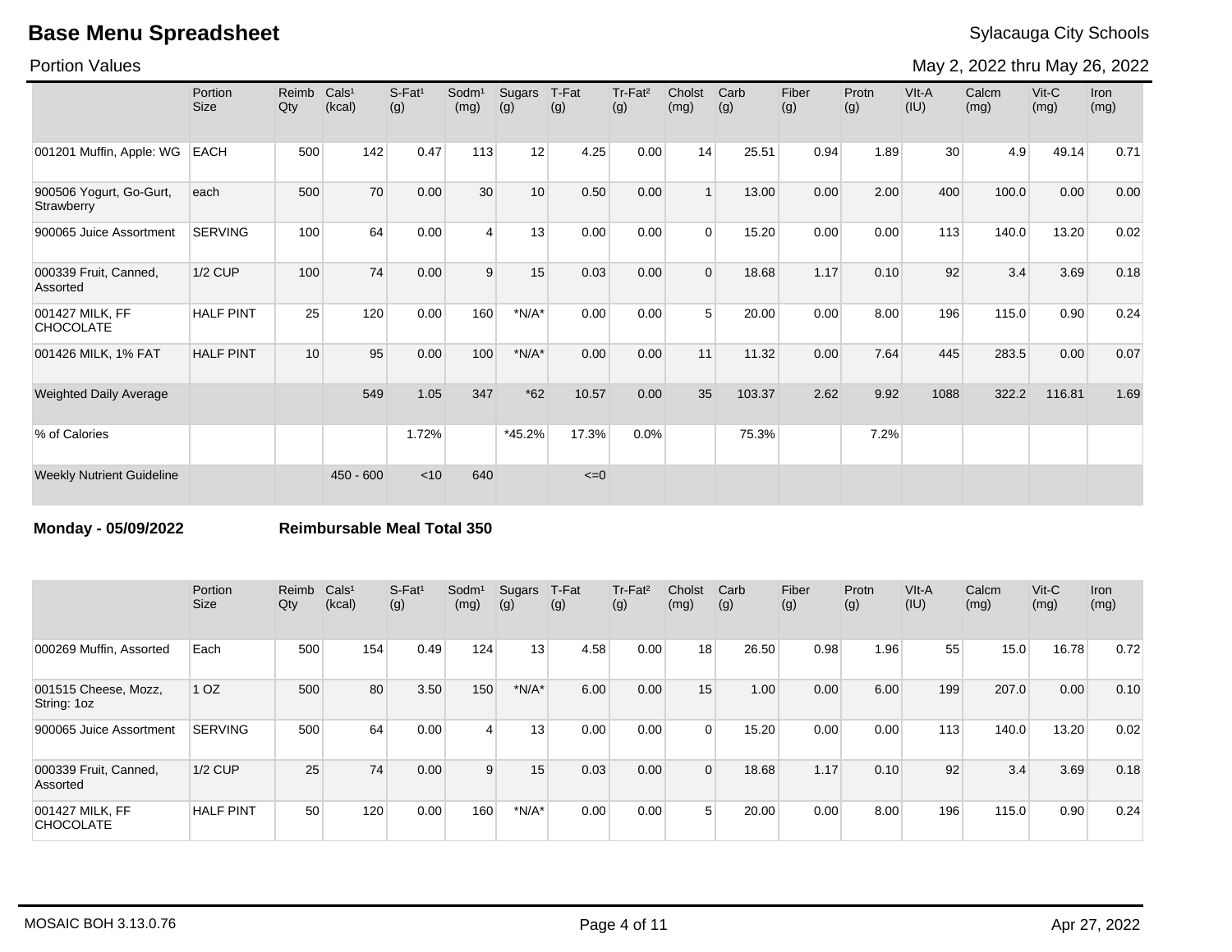# Base Menu Spreadsheet

Sylacauga City Schools

Portion Values

May 2, 2022 thru May 26, 2022

| | Portion Size | Reimb Qty | Cals[1] (kcal) | S-Fat[1] (g) | Sodm[1] (mg) | Sugars (g) | T-Fat (g) | Tr-Fat[2] (g) | Cholst (mg) | Carb (g) | Fiber (g) | Protn (g) | VIt-A (IU) | Calcm (mg) | Vit-C (mg) | Iron (mg) |
|---|---|---|---|---|---|---|---|---|---|---|---|---|---|---|---|---|
| 001201 Muffin, Apple: WG | EACH | 500 | 142 | 0.47 | 113 | 12 | 4.25 | 0.00 | 14 | 25.51 | 0.94 | 1.89 | 30 | 4.9 | 49.14 | 0.71 |
| 900506 Yogurt, Go-Gurt, Strawberry | each | 500 | 70 | 0.00 | 30 | 10 | 0.50 | 0.00 | 1 | 13.00 | 0.00 | 2.00 | 400 | 100.0 | 0.00 | 0.00 |
| 900065 Juice Assortment | SERVING | 100 | 64 | 0.00 | 4 | 13 | 0.00 | 0.00 | 0 | 15.20 | 0.00 | 0.00 | 113 | 140.0 | 13.20 | 0.02 |
| 000339 Fruit, Canned, Assorted | 1/2 CUP | 100 | 74 | 0.00 | 9 | 15 | 0.03 | 0.00 | 0 | 18.68 | 1.17 | 0.10 | 92 | 3.4 | 3.69 | 0.18 |
| 001427 MILK, FF CHOCOLATE | HALF PINT | 25 | 120 | 0.00 | 160 | *N/A* | 0.00 | 0.00 | 5 | 20.00 | 0.00 | 8.00 | 196 | 115.0 | 0.90 | 0.24 |
| 001426 MILK, 1% FAT | HALF PINT | 10 | 95 | 0.00 | 100 | *N/A* | 0.00 | 0.00 | 11 | 11.32 | 0.00 | 7.64 | 445 | 283.5 | 0.00 | 0.07 |
| Weighted Daily Average | | | 549 | 1.05 | 347 | *62 | 10.57 | 0.00 | 35 | 103.37 | 2.62 | 9.92 | 1088 | 322.2 | 116.81 | 1.69 |
| % of Calories | | | | 1.72% | | *45.2% | 17.3% | 0.0% | | 75.3% | | 7.2% | | | | |
| Weekly Nutrient Guideline | | | 450 - 600 | <10 | 640 | | <=0 | | | | | | | | | |

**Monday - 05/09/2022** **Reimbursable Meal Total 350**

| | Portion Size | Reimb Qty | Cals[1] (kcal) | S-Fat[1] (g) | Sodm[1] (mg) | Sugars (g) | T-Fat (g) | Tr-Fat[2] (g) | Cholst (mg) | Carb (g) | Fiber (g) | Protn (g) | VIt-A (IU) | Calcm (mg) | Vit-C (mg) | Iron (mg) |
|---|---|---|---|---|---|---|---|---|---|---|---|---|---|---|---|---|
| 000269 Muffin, Assorted | Each | 500 | 154 | 0.49 | 124 | 13 | 4.58 | 0.00 | 18 | 26.50 | 0.98 | 1.96 | 55 | 15.0 | 16.78 | 0.72 |
| 001515 Cheese, Mozz, String: 1oz | 1 OZ | 500 | 80 | 3.50 | 150 | *N/A* | 6.00 | 0.00 | 15 | 1.00 | 0.00 | 6.00 | 199 | 207.0 | 0.00 | 0.10 |
| 900065 Juice Assortment | SERVING | 500 | 64 | 0.00 | 4 | 13 | 0.00 | 0.00 | 0 | 15.20 | 0.00 | 0.00 | 113 | 140.0 | 13.20 | 0.02 |
| 000339 Fruit, Canned, Assorted | 1/2 CUP | 25 | 74 | 0.00 | 9 | 15 | 0.03 | 0.00 | 0 | 18.68 | 1.17 | 0.10 | 92 | 3.4 | 3.69 | 0.18 |
| 001427 MILK, FF CHOCOLATE | HALF PINT | 50 | 120 | 0.00 | 160 | *N/A* | 0.00 | 0.00 | 5 | 20.00 | 0.00 | 8.00 | 196 | 115.0 | 0.90 | 0.24 |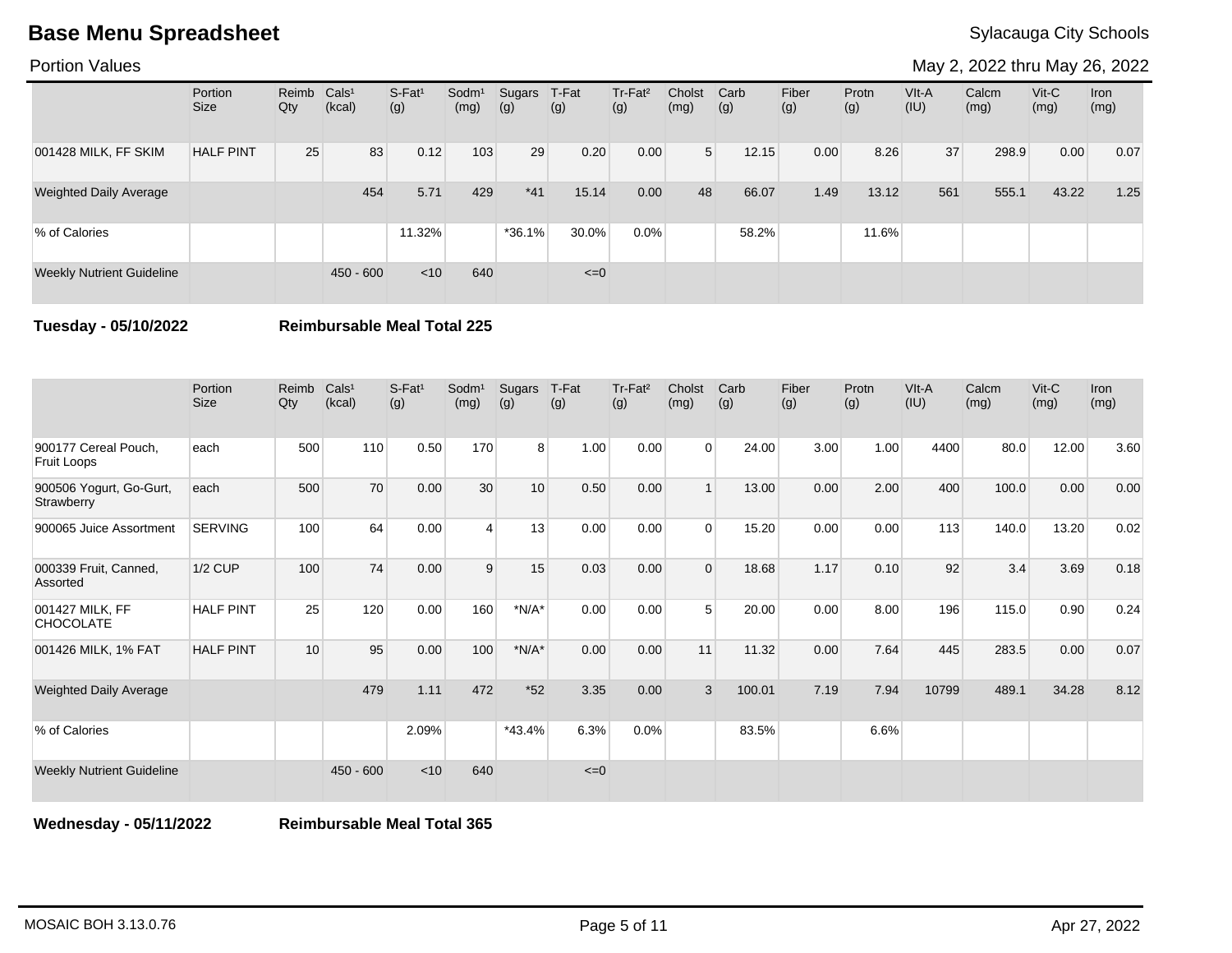## Base Menu Spreadsheet

Sylacauga City Schools

Portion Values

May 2, 2022 thru May 26, 2022

| | Portion Size | Reimb Qty | Cals[1] (kcal) | S-Fat[1] (g) | Sodm[1] (mg) | Sugars (g) | T-Fat (g) | Tr-Fat[2] (g) | Cholst (mg) | Carb (g) | Fiber (g) | Protn (g) | VIt-A (IU) | Calcm (mg) | Vit-C (mg) | Iron (mg) |
|---|---|---|---|---|---|---|---|---|---|---|---|---|---|---|---|---|
| 001428 MILK, FF SKIM | HALF PINT | 25 | 83 | 0.12 | 103 | 29 | 0.20 | 0.00 | 5 | 12.15 | 0.00 | 8.26 | 37 | 298.9 | 0.00 | 0.07 |
| Weighted Daily Average | | | 454 | 5.71 | 429 | *41 | 15.14 | 0.00 | 48 | 66.07 | 1.49 | 13.12 | 561 | 555.1 | 43.22 | 1.25 |
| % of Calories | | | | 11.32% | | *36.1% | 30.0% | 0.0% | | 58.2% | | 11.6% | | | | |
| Weekly Nutrient Guideline | | | 450 - 600 | <10 | 640 | | <=0 | | | | | | | | | |

**Tuesday - 05/10/2022** **Reimbursable Meal Total 225**

| | Portion Size | Reimb Qty | Cals[1] (kcal) | S-Fat[1] (g) | Sodm[1] (mg) | Sugars (g) | T-Fat (g) | Tr-Fat[2] (g) | Cholst (mg) | Carb (g) | Fiber (g) | Protn (g) | VIt-A (IU) | Calcm (mg) | Vit-C (mg) | Iron (mg) |
|---|---|---|---|---|---|---|---|---|---|---|---|---|---|---|---|---|
| 900177 Cereal Pouch, Fruit Loops | each | 500 | 110 | 0.50 | 170 | 8 | 1.00 | 0.00 | 0 | 24.00 | 3.00 | 1.00 | 4400 | 80.0 | 12.00 | 3.60 |
| 900506 Yogurt, Go-Gurt, Strawberry | each | 500 | 70 | 0.00 | 30 | 10 | 0.50 | 0.00 | 1 | 13.00 | 0.00 | 2.00 | 400 | 100.0 | 0.00 | 0.00 |
| 900065 Juice Assortment | SERVING | 100 | 64 | 0.00 | 4 | 13 | 0.00 | 0.00 | 0 | 15.20 | 0.00 | 0.00 | 113 | 140.0 | 13.20 | 0.02 |
| 000339 Fruit, Canned, Assorted | 1/2 CUP | 100 | 74 | 0.00 | 9 | 15 | 0.03 | 0.00 | 0 | 18.68 | 1.17 | 0.10 | 92 | 3.4 | 3.69 | 0.18 |
| 001427 MILK, FF CHOCOLATE | HALF PINT | 25 | 120 | 0.00 | 160 | *N/A* | 0.00 | 0.00 | 5 | 20.00 | 0.00 | 8.00 | 196 | 115.0 | 0.90 | 0.24 |
| 001426 MILK, 1% FAT | HALF PINT | 10 | 95 | 0.00 | 100 | *N/A* | 0.00 | 0.00 | 11 | 11.32 | 0.00 | 7.64 | 445 | 283.5 | 0.00 | 0.07 |
| Weighted Daily Average | | | 479 | 1.11 | 472 | *52 | 3.35 | 0.00 | 3 | 100.01 | 7.19 | 7.94 | 10799 | 489.1 | 34.28 | 8.12 |
| % of Calories | | | | 2.09% | | *43.4% | 6.3% | 0.0% | | 83.5% | | 6.6% | | | | |
| Weekly Nutrient Guideline | | | 450 - 600 | <10 | 640 | | <=0 | | | | | | | | | |

**Wednesday - 05/11/2022** **Reimbursable Meal Total 365**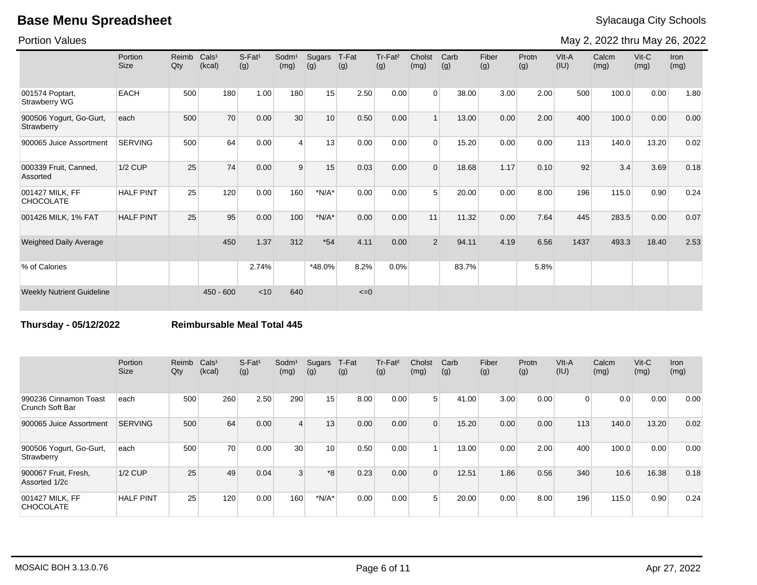# Base Menu Spreadsheet

Sylacauga City Schools

Portion Values

May 2, 2022 thru May 26, 2022

| | Portion Size | Reimb Qty | Cals[1] (kcal) | S-Fat[1] (g) | Sodm[1] (mg) | Sugars (g) | T-Fat (g) | Tr-Fat[2] (g) | Cholst (mg) | Carb (g) | Fiber (g) | Protn (g) | VIt-A (IU) | Calcm (mg) | Vit-C (mg) | Iron (mg) |
|---|---|---|---|---|---|---|---|---|---|---|---|---|---|---|---|---|
| 001574 Poptart, Strawberry WG | EACH | 500 | 180 | 1.00 | 180 | 15 | 2.50 | 0.00 | 0 | 38.00 | 3.00 | 2.00 | 500 | 100.0 | 0.00 | 1.80 |
| 900506 Yogurt, Go-Gurt, Strawberry | each | 500 | 70 | 0.00 | 30 | 10 | 0.50 | 0.00 | 1 | 13.00 | 0.00 | 2.00 | 400 | 100.0 | 0.00 | 0.00 |
| 900065 Juice Assortment | SERVING | 500 | 64 | 0.00 | 4 | 13 | 0.00 | 0.00 | 0 | 15.20 | 0.00 | 0.00 | 113 | 140.0 | 13.20 | 0.02 |
| 000339 Fruit, Canned, Assorted | 1/2 CUP | 25 | 74 | 0.00 | 9 | 15 | 0.03 | 0.00 | 0 | 18.68 | 1.17 | 0.10 | 92 | 3.4 | 3.69 | 0.18 |
| 001427 MILK, FF CHOCOLATE | HALF PINT | 25 | 120 | 0.00 | 160 | *N/A* | 0.00 | 0.00 | 5 | 20.00 | 0.00 | 8.00 | 196 | 115.0 | 0.90 | 0.24 |
| 001426 MILK, 1% FAT | HALF PINT | 25 | 95 | 0.00 | 100 | *N/A* | 0.00 | 0.00 | 11 | 11.32 | 0.00 | 7.64 | 445 | 283.5 | 0.00 | 0.07 |
| Weighted Daily Average | | | 450 | 1.37 | 312 | *54 | 4.11 | 0.00 | 2 | 94.11 | 4.19 | 6.56 | 1437 | 493.3 | 18.40 | 2.53 |
| % of Calories | | | | 2.74% | | *48.0% | 8.2% | 0.0% | | 83.7% | | 5.8% | | | | |
| Weekly Nutrient Guideline | | | 450 - 600 | <10 | 640 | | <=0 | | | | | | | | | |

**Thursday - 05/12/2022** **Reimbursable Meal Total 445**

| | Portion Size | Reimb Qty | Cals[1] (kcal) | S-Fat[1] (g) | Sodm[1] (mg) | Sugars (g) | T-Fat (g) | Tr-Fat[2] (g) | Cholst (mg) | Carb (g) | Fiber (g) | Protn (g) | VIt-A (IU) | Calcm (mg) | Vit-C (mg) | Iron (mg) |
|---|---|---|---|---|---|---|---|---|---|---|---|---|---|---|---|---|
| 990236 Cinnamon Toast Crunch Soft Bar | each | 500 | 260 | 2.50 | 290 | 15 | 8.00 | 0.00 | 5 | 41.00 | 3.00 | 0.00 | 0 | 0.0 | 0.00 | 0.00 |
| 900065 Juice Assortment | SERVING | 500 | 64 | 0.00 | 4 | 13 | 0.00 | 0.00 | 0 | 15.20 | 0.00 | 0.00 | 113 | 140.0 | 13.20 | 0.02 |
| 900506 Yogurt, Go-Gurt, Strawberry | each | 500 | 70 | 0.00 | 30 | 10 | 0.50 | 0.00 | 1 | 13.00 | 0.00 | 2.00 | 400 | 100.0 | 0.00 | 0.00 |
| 900067 Fruit, Fresh, Assorted 1/2c | 1/2 CUP | 25 | 49 | 0.04 | 3 | *8 | 0.23 | 0.00 | 0 | 12.51 | 1.86 | 0.56 | 340 | 10.6 | 16.38 | 0.18 |
| 001427 MILK, FF CHOCOLATE | HALF PINT | 25 | 120 | 0.00 | 160 | *N/A* | 0.00 | 0.00 | 5 | 20.00 | 0.00 | 8.00 | 196 | 115.0 | 0.90 | 0.24 |

MOSAIC BOH 3.13.0.76 Apr 27, 2022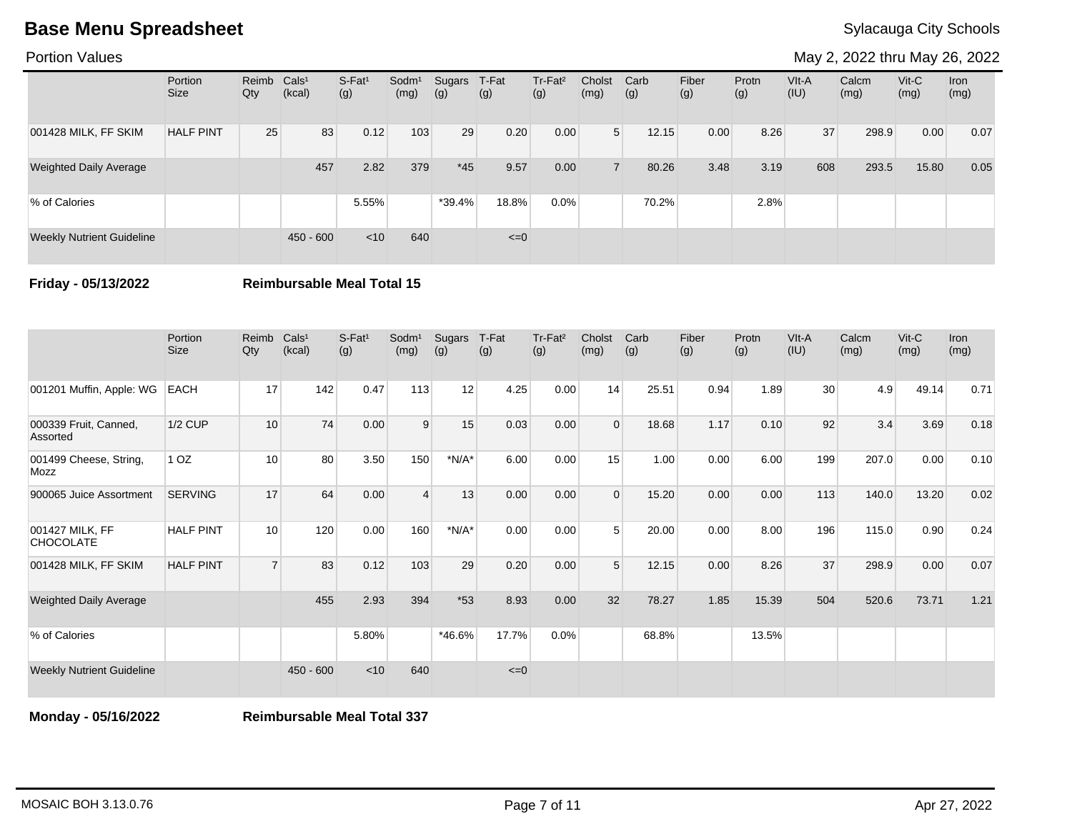# Base Menu Spreadsheet

Sylacauga City Schools

Portion Values

May 2, 2022 thru May 26, 2022

| | Portion Size | Reimb Qty | Cals¹ (kcal) | S-Fat¹ (g) | Sodm¹ (mg) | Sugars (g) | T-Fat (g) | Tr-Fat² (g) | Cholst (mg) | Carb (g) | Fiber (g) | Protn (g) | VIt-A (IU) | Calcm (mg) | Vit-C (mg) | Iron (mg) |
|---|---|---|---|---|---|---|---|---|---|---|---|---|---|---|---|---|
| 001428 MILK, FF SKIM | HALF PINT | 25 | 83 | 0.12 | 103 | 29 | 0.20 | 0.00 | 5 | 12.15 | 0.00 | 8.26 | 37 | 298.9 | 0.00 | 0.07 |
| Weighted Daily Average | | | 457 | 2.82 | 379 | *45 | 9.57 | 0.00 | 7 | 80.26 | 3.48 | 3.19 | 608 | 293.5 | 15.80 | 0.05 |
| % of Calories | | | | 5.55% | | *39.4% | 18.8% | 0.0% | | 70.2% | | 2.8% | | | | |
| Weekly Nutrient Guideline | | | 450 - 600 | <10 | 640 | | <=0 | | | | | | | | | |

**Friday - 05/13/2022** **Reimbursable Meal Total 15**

| | Portion Size | Reimb Qty | Cals¹ (kcal) | S-Fat¹ (g) | Sodm¹ (mg) | Sugars (g) | T-Fat (g) | Tr-Fat² (g) | Cholst (mg) | Carb (g) | Fiber (g) | Protn (g) | VIt-A (IU) | Calcm (mg) | Vit-C (mg) | Iron (mg) |
|---|---|---|---|---|---|---|---|---|---|---|---|---|---|---|---|---|
| 001201 Muffin, Apple: WG | EACH | 17 | 142 | 0.47 | 113 | 12 | 4.25 | 0.00 | 14 | 25.51 | 0.94 | 1.89 | 30 | 4.9 | 49.14 | 0.71 |
| 000339 Fruit, Canned, Assorted | 1/2 CUP | 10 | 74 | 0.00 | 9 | 15 | 0.03 | 0.00 | 0 | 18.68 | 1.17 | 0.10 | 92 | 3.4 | 3.69 | 0.18 |
| 001499 Cheese, String, Mozz | 1 OZ | 10 | 80 | 3.50 | 150 | *N/A* | 6.00 | 0.00 | 15 | 1.00 | 0.00 | 6.00 | 199 | 207.0 | 0.00 | 0.10 |
| 900065 Juice Assortment | SERVING | 17 | 64 | 0.00 | 4 | 13 | 0.00 | 0.00 | 0 | 15.20 | 0.00 | 0.00 | 113 | 140.0 | 13.20 | 0.02 |
| 001427 MILK, FF CHOCOLATE | HALF PINT | 10 | 120 | 0.00 | 160 | *N/A* | 0.00 | 0.00 | 5 | 20.00 | 0.00 | 8.00 | 196 | 115.0 | 0.90 | 0.24 |
| 001428 MILK, FF SKIM | HALF PINT | 7 | 83 | 0.12 | 103 | 29 | 0.20 | 0.00 | 5 | 12.15 | 0.00 | 8.26 | 37 | 298.9 | 0.00 | 0.07 |
| Weighted Daily Average | | | 455 | 2.93 | 394 | *53 | 8.93 | 0.00 | 32 | 78.27 | 1.85 | 15.39 | 504 | 520.6 | 73.71 | 1.21 |
| % of Calories | | | | 5.80% | | *46.6% | 17.7% | 0.0% | | 68.8% | | 13.5% | | | | |
| Weekly Nutrient Guideline | | | 450 - 600 | <10 | 640 | | <=0 | | | | | | | | | |

**Monday - 05/16/2022** **Reimbursable Meal Total 337**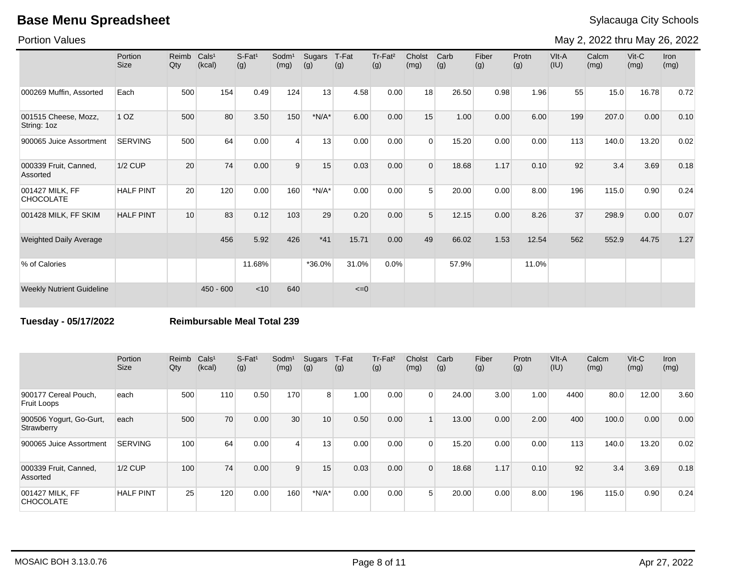# Base Menu Spreadsheet

Sylacauga City Schools

Portion Values

May 2, 2022 thru May 26, 2022

| | Portion Size | Reimb Qty | Cals[1] (kcal) | S-Fat[1] (g) | Sodm[1] (mg) | Sugars (g) | T-Fat (g) | Tr-Fat[2] (g) | Cholst (mg) | Carb (g) | Fiber (g) | Protn (g) | VIt-A (IU) | Calcm (mg) | Vit-C (mg) | Iron (mg) |
|---|---|---|---|---|---|---|---|---|---|---|---|---|---|---|---|---|
| 000269 Muffin, Assorted | Each | 500 | 154 | 0.49 | 124 | 13 | 4.58 | 0.00 | 18 | 26.50 | 0.98 | 1.96 | 55 | 15.0 | 16.78 | 0.72 |
| 001515 Cheese, Mozz, String: 1oz | 1 OZ | 500 | 80 | 3.50 | 150 | *N/A* | 6.00 | 0.00 | 15 | 1.00 | 0.00 | 6.00 | 199 | 207.0 | 0.00 | 0.10 |
| 900065 Juice Assortment | SERVING | 500 | 64 | 0.00 | 4 | 13 | 0.00 | 0.00 | 0 | 15.20 | 0.00 | 0.00 | 113 | 140.0 | 13.20 | 0.02 |
| 000339 Fruit, Canned, Assorted | 1/2 CUP | 20 | 74 | 0.00 | 9 | 15 | 0.03 | 0.00 | 0 | 18.68 | 1.17 | 0.10 | 92 | 3.4 | 3.69 | 0.18 |
| 001427 MILK, FF CHOCOLATE | HALF PINT | 20 | 120 | 0.00 | 160 | *N/A* | 0.00 | 0.00 | 5 | 20.00 | 0.00 | 8.00 | 196 | 115.0 | 0.90 | 0.24 |
| 001428 MILK, FF SKIM | HALF PINT | 10 | 83 | 0.12 | 103 | 29 | 0.20 | 0.00 | 5 | 12.15 | 0.00 | 8.26 | 37 | 298.9 | 0.00 | 0.07 |
| Weighted Daily Average | | | 456 | 5.92 | 426 | *41 | 15.71 | 0.00 | 49 | 66.02 | 1.53 | 12.54 | 562 | 552.9 | 44.75 | 1.27 |
| % of Calories | | | | 11.68% | | *36.0% | 31.0% | 0.0% | | 57.9% | | 11.0% | | | | |
| Weekly Nutrient Guideline | | | 450 - 600 | <10 | 640 | | <=0 | | | | | | | | | |

**Tuesday - 05/17/2022** **Reimbursable Meal Total 239**

| | Portion Size | Reimb Qty | Cals[1] (kcal) | S-Fat[1] (g) | Sodm[1] (mg) | Sugars (g) | T-Fat (g) | Tr-Fat[2] (g) | Cholst (mg) | Carb (g) | Fiber (g) | Protn (g) | VIt-A (IU) | Calcm (mg) | Vit-C (mg) | Iron (mg) |
|---|---|---|---|---|---|---|---|---|---|---|---|---|---|---|---|---|
| 900177 Cereal Pouch, Fruit Loops | each | 500 | 110 | 0.50 | 170 | 8 | 1.00 | 0.00 | 0 | 24.00 | 3.00 | 1.00 | 4400 | 80.0 | 12.00 | 3.60 |
| 900506 Yogurt, Go-Gurt, Strawberry | each | 500 | 70 | 0.00 | 30 | 10 | 0.50 | 0.00 | 1 | 13.00 | 0.00 | 2.00 | 400 | 100.0 | 0.00 | 0.00 |
| 900065 Juice Assortment | SERVING | 100 | 64 | 0.00 | 4 | 13 | 0.00 | 0.00 | 0 | 15.20 | 0.00 | 0.00 | 113 | 140.0 | 13.20 | 0.02 |
| 000339 Fruit, Canned, Assorted | 1/2 CUP | 100 | 74 | 0.00 | 9 | 15 | 0.03 | 0.00 | 0 | 18.68 | 1.17 | 0.10 | 92 | 3.4 | 3.69 | 0.18 |
| 001427 MILK, FF CHOCOLATE | HALF PINT | 25 | 120 | 0.00 | 160 | *N/A* | 0.00 | 0.00 | 5 | 20.00 | 0.00 | 8.00 | 196 | 115.0 | 0.90 | 0.24 |

MOSAIC BOH 3.13.0.76 Apr 27, 2022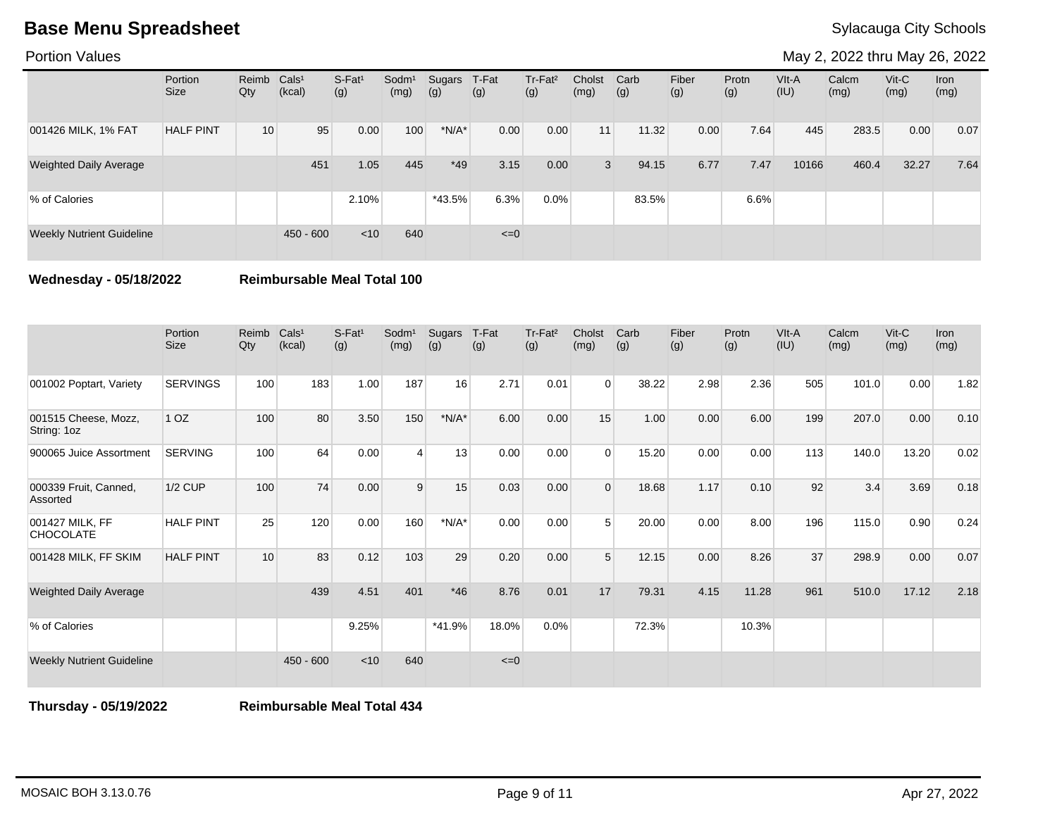# Base Menu Spreadsheet

Sylacauga City Schools

Portion Values

May 2, 2022 thru May 26, 2022

| | Portion Size | Reimb Qty | Cals[1] (kcal) | S-Fat[1] (g) | Sodm[1] (mg) | Sugars (g) | T-Fat (g) | Tr-Fat[2] (g) | Cholst (mg) | Carb (g) | Fiber (g) | Protn (g) | VIt-A (IU) | Calcm (mg) | Vit-C (mg) | Iron (mg) |
|---|---|---|---|---|---|---|---|---|---|---|---|---|---|---|---|---|
| 001426 MILK, 1% FAT | HALF PINT | 10 | 95 | 0.00 | 100 | *N/A* | 0.00 | 0.00 | 11 | 11.32 | 0.00 | 7.64 | 445 | 283.5 | 0.00 | 0.07 |
| Weighted Daily Average | | | 451 | 1.05 | 445 | *49 | 3.15 | 0.00 | 3 | 94.15 | 6.77 | 7.47 | 10166 | 460.4 | 32.27 | 7.64 |
| % of Calories | | | | 2.10% | | *43.5% | 6.3% | 0.0% | | 83.5% | | 6.6% | | | | |
| Weekly Nutrient Guideline | | | 450 - 600 | <10 | 640 | | <=0 | | | | | | | | | |

**Wednesday - 05/18/2022** **Reimbursable Meal Total 100**

| | Portion Size | Reimb Qty | Cals[1] (kcal) | S-Fat[1] (g) | Sodm[1] (mg) | Sugars (g) | T-Fat (g) | Tr-Fat[2] (g) | Cholst (mg) | Carb (g) | Fiber (g) | Protn (g) | VIt-A (IU) | Calcm (mg) | Vit-C (mg) | Iron (mg) |
|---|---|---|---|---|---|---|---|---|---|---|---|---|---|---|---|---|
| 001002 Poptart, Variety | SERVINGS | 100 | 183 | 1.00 | 187 | 16 | 2.71 | 0.01 | 0 | 38.22 | 2.98 | 2.36 | 505 | 101.0 | 0.00 | 1.82 |
| 001515 Cheese, Mozz, String: 1oz | 1 OZ | 100 | 80 | 3.50 | 150 | *N/A* | 6.00 | 0.00 | 15 | 1.00 | 0.00 | 6.00 | 199 | 207.0 | 0.00 | 0.10 |
| 900065 Juice Assortment | SERVING | 100 | 64 | 0.00 | 4 | 13 | 0.00 | 0.00 | 0 | 15.20 | 0.00 | 0.00 | 113 | 140.0 | 13.20 | 0.02 |
| 000339 Fruit, Canned, Assorted | 1/2 CUP | 100 | 74 | 0.00 | 9 | 15 | 0.03 | 0.00 | 0 | 18.68 | 1.17 | 0.10 | 92 | 3.4 | 3.69 | 0.18 |
| 001427 MILK, FF CHOCOLATE | HALF PINT | 25 | 120 | 0.00 | 160 | *N/A* | 0.00 | 0.00 | 5 | 20.00 | 0.00 | 8.00 | 196 | 115.0 | 0.90 | 0.24 |
| 001428 MILK, FF SKIM | HALF PINT | 10 | 83 | 0.12 | 103 | 29 | 0.20 | 0.00 | 5 | 12.15 | 0.00 | 8.26 | 37 | 298.9 | 0.00 | 0.07 |
| Weighted Daily Average | | | 439 | 4.51 | 401 | *46 | 8.76 | 0.01 | 17 | 79.31 | 4.15 | 11.28 | 961 | 510.0 | 17.12 | 2.18 |
| % of Calories | | | | 9.25% | | *41.9% | 18.0% | 0.0% | | 72.3% | | 10.3% | | | | |
| Weekly Nutrient Guideline | | | 450 - 600 | <10 | 640 | | <=0 | | | | | | | | | |

**Thursday - 05/19/2022** **Reimbursable Meal Total 434**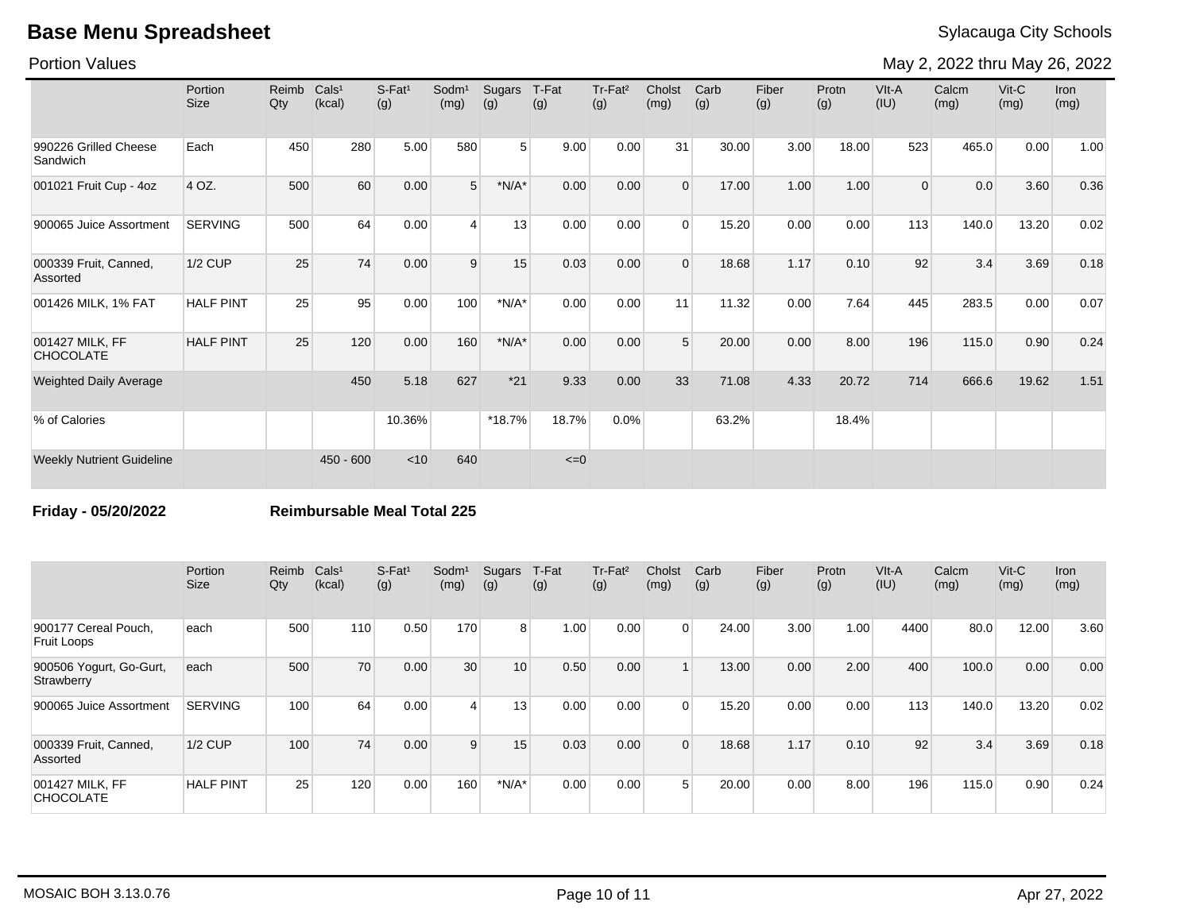# Base Menu Spreadsheet

Sylacauga City Schools

Portion Values

May 2, 2022 thru May 26, 2022

| | Portion Size | Reimb Qty | Cals¹ (kcal) | S-Fat¹ (g) | Sodm¹ (mg) | Sugars (g) | T-Fat (g) | Tr-Fat² (g) | Cholst (mg) | Carb (g) | Fiber (g) | Protn (g) | VIt-A (IU) | Calcm (mg) | Vit-C (mg) | Iron (mg) |
|---|---|---|---|---|---|---|---|---|---|---|---|---|---|---|---|---|
| 990226 Grilled Cheese Sandwich | Each | 450 | 280 | 5.00 | 580 | 5 | 9.00 | 0.00 | 31 | 30.00 | 3.00 | 18.00 | 523 | 465.0 | 0.00 | 1.00 |
| 001021 Fruit Cup - 4oz | 4 OZ. | 500 | 60 | 0.00 | 5 | *N/A* | 0.00 | 0.00 | 0 | 17.00 | 1.00 | 1.00 | 0 | 0.0 | 3.60 | 0.36 |
| 900065 Juice Assortment | SERVING | 500 | 64 | 0.00 | 4 | 13 | 0.00 | 0.00 | 0 | 15.20 | 0.00 | 0.00 | 113 | 140.0 | 13.20 | 0.02 |
| 000339 Fruit, Canned, Assorted | 1/2 CUP | 25 | 74 | 0.00 | 9 | 15 | 0.03 | 0.00 | 0 | 18.68 | 1.17 | 0.10 | 92 | 3.4 | 3.69 | 0.18 |
| 001426 MILK, 1% FAT | HALF PINT | 25 | 95 | 0.00 | 100 | *N/A* | 0.00 | 0.00 | 11 | 11.32 | 0.00 | 7.64 | 445 | 283.5 | 0.00 | 0.07 |
| 001427 MILK, FF CHOCOLATE | HALF PINT | 25 | 120 | 0.00 | 160 | *N/A* | 0.00 | 0.00 | 5 | 20.00 | 0.00 | 8.00 | 196 | 115.0 | 0.90 | 0.24 |
| Weighted Daily Average | | | 450 | 5.18 | 627 | *21 | 9.33 | 0.00 | 33 | 71.08 | 4.33 | 20.72 | 714 | 666.6 | 19.62 | 1.51 |
| % of Calories | | | | 10.36% | | *18.7% | 18.7% | 0.0% | | 63.2% | | 18.4% | | | | |
| Weekly Nutrient Guideline | | | 450 - 600 | <10 | 640 | | <=0 | | | | | | | | | |

**Friday - 05/20/2022** **Reimbursable Meal Total 225**

| | Portion Size | Reimb Qty | Cals¹ (kcal) | S-Fat¹ (g) | Sodm¹ (mg) | Sugars (g) | T-Fat (g) | Tr-Fat² (g) | Cholst (mg) | Carb (g) | Fiber (g) | Protn (g) | VIt-A (IU) | Calcm (mg) | Vit-C (mg) | Iron (mg) |
|---|---|---|---|---|---|---|---|---|---|---|---|---|---|---|---|---|
| 900177 Cereal Pouch, Fruit Loops | each | 500 | 110 | 0.50 | 170 | 8 | 1.00 | 0.00 | 0 | 24.00 | 3.00 | 1.00 | 4400 | 80.0 | 12.00 | 3.60 |
| 900506 Yogurt, Go-Gurt, Strawberry | each | 500 | 70 | 0.00 | 30 | 10 | 0.50 | 0.00 | 1 | 13.00 | 0.00 | 2.00 | 400 | 100.0 | 0.00 | 0.00 |
| 900065 Juice Assortment | SERVING | 100 | 64 | 0.00 | 4 | 13 | 0.00 | 0.00 | 0 | 15.20 | 0.00 | 0.00 | 113 | 140.0 | 13.20 | 0.02 |
| 000339 Fruit, Canned, Assorted | 1/2 CUP | 100 | 74 | 0.00 | 9 | 15 | 0.03 | 0.00 | 0 | 18.68 | 1.17 | 0.10 | 92 | 3.4 | 3.69 | 0.18 |
| 001427 MILK, FF CHOCOLATE | HALF PINT | 25 | 120 | 0.00 | 160 | *N/A* | 0.00 | 0.00 | 5 | 20.00 | 0.00 | 8.00 | 196 | 115.0 | 0.90 | 0.24 |

MOSAIC BOH 3.13.0.76

Apr 27, 2022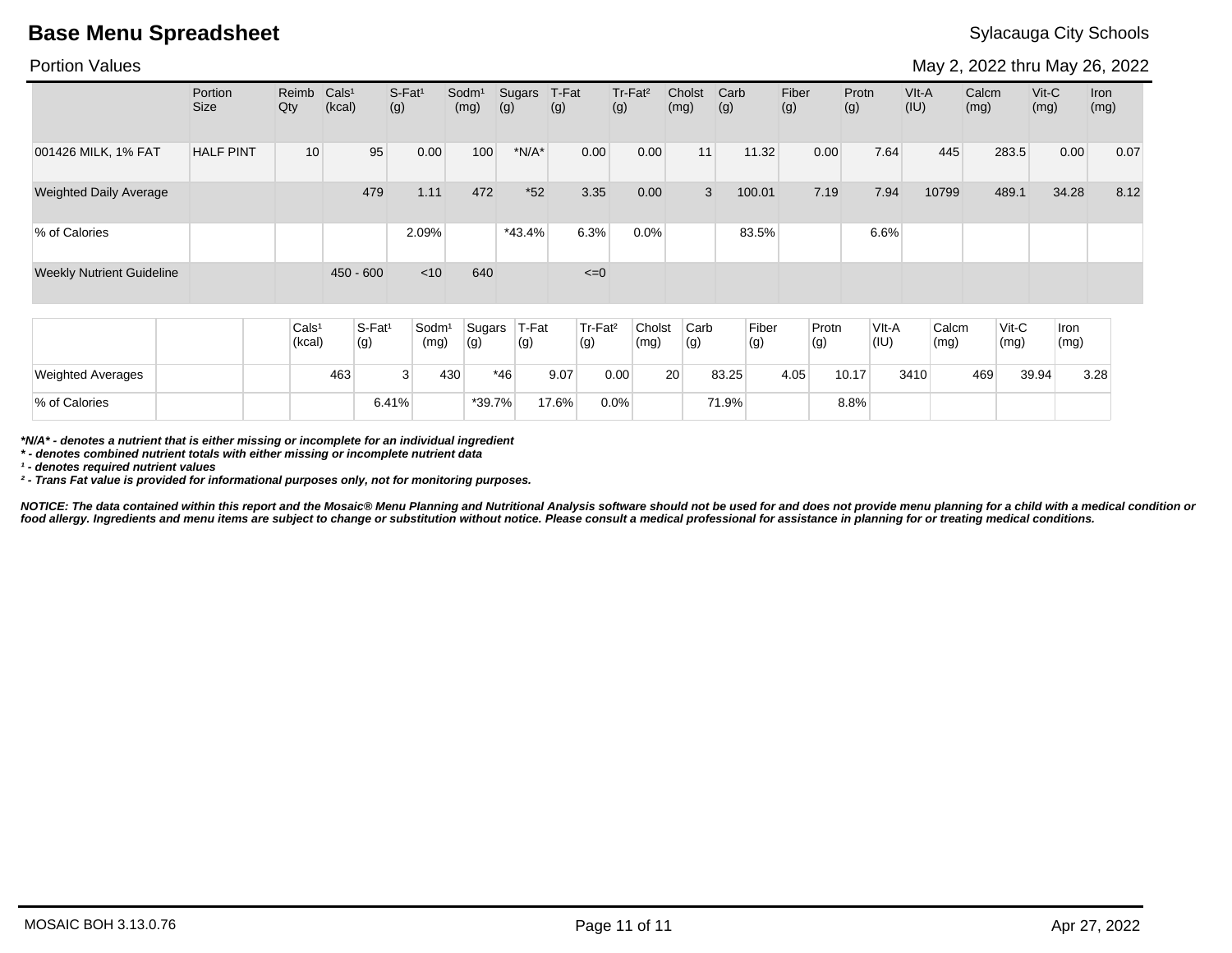# Base Menu Spreadsheet

Sylacauga City Schools

Portion Values

May 2, 2022 thru May 26, 2022

| | Portion Size | Reimb Qty | Cals[1] (kcal) | S-Fat[1] (g) | Sodm[1] (mg) | Sugars (g) | T-Fat (g) | Tr-Fat[2] (g) | Cholst (mg) | Carb (g) | Fiber (g) | Protn (g) | VIt-A (IU) | Calcm (mg) | Vit-C (mg) | Iron (mg) |
|---|---|---|---|---|---|---|---|---|---|---|---|---|---|---|---|---|
| 001426 MILK, 1% FAT | HALF PINT | 10 | 95 | 0.00 | 100 | *N/A* | 0.00 | 0.00 | 11 | 11.32 | 0.00 | 7.64 | 445 | 283.5 | 0.00 | 0.07 |
| Weighted Daily Average | | | 479 | 1.11 | 472 | *52 | 3.35 | 0.00 | 3 | 100.01 | 7.19 | 7.94 | 10799 | 489.1 | 34.28 | 8.12 |
| % of Calories | | | | 2.09% | | *43.4% | 6.3% | 0.0% | | 83.5% | | 6.6% | | | | |
| Weekly Nutrient Guideline | | | 450 - 600 | <10 | 640 | | <=0 | | | | | | | | | |

| | | | Cals[1] (kcal) | S-Fat[1] (g) | Sodm[1] (mg) | Sugars (g) | T-Fat (g) | Tr-Fat[2] (g) | Cholst (mg) | Carb (g) | Fiber (g) | Protn (g) | VIt-A (IU) | Calcm (mg) | Vit-C (mg) | Iron (mg) |
|---|---|---|---|---|---|---|---|---|---|---|---|---|---|---|---|---|
| Weighted Averages | | | 463 | 3 | 430 | *46 | 9.07 | 0.00 | 20 | 83.25 | 4.05 | 10.17 | 3410 | 469 | 39.94 | 3.28 |
| % of Calories | | | | 6.41% | | *39.7% | 17.6% | 0.0% | | 71.9% | | 8.8% | | | | |

***N/A* - denotes a nutrient that is either missing or incomplete for an individual ingredient***

**** - denotes combined nutrient totals with either missing or incomplete nutrient data***

***[1] - denotes required nutrient values***

***[2] - Trans Fat value is provided for informational purposes only, not for monitoring purposes.***

***NOTICE: The data contained within this report and the Mosaic® Menu Planning and Nutritional Analysis software should not be used for and does not provide menu planning for a child with a medical condition or food allergy. Ingredients and menu items are subject to change or substitution without notice. Please consult a medical professional for assistance in planning for or treating medical conditions.***

MOSAIC BOH 3.13.0.76

Apr 27, 2022